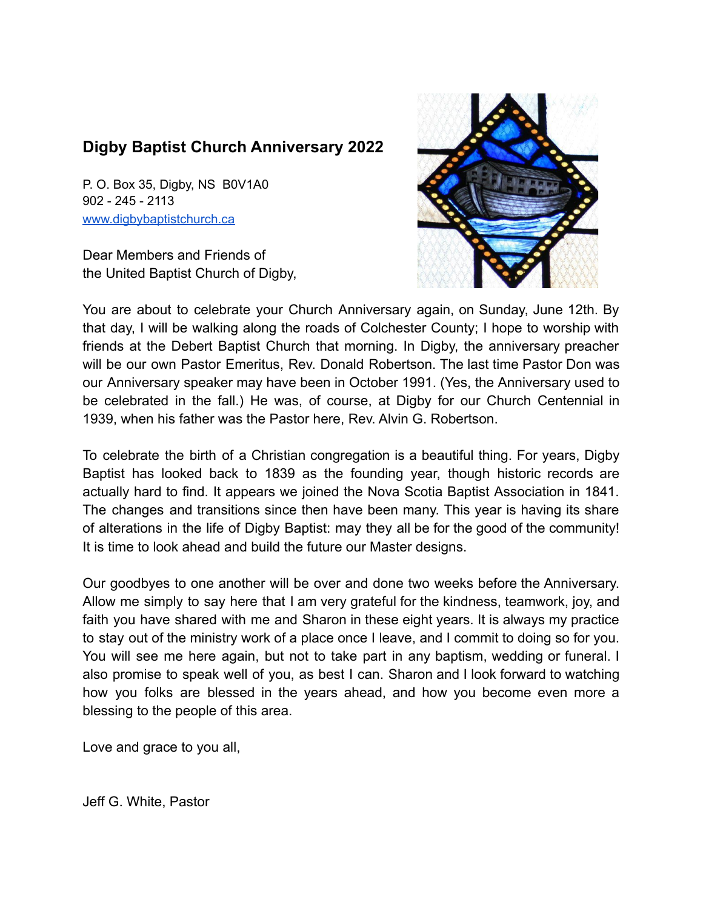# Digby Baptist Church Anniversary 2022

P. O. Box 35, Digby, NS  B0V1A0
902 - 245 - 2113
[www.digbybaptistchurch.ca](http://www.digbybaptistchurch.ca)

Dear Members and Friends of
the United Baptist Church of Digby,

You are about to celebrate your Church Anniversary again, on Sunday, June 12th. By that day, I will be walking along the roads of Colchester County; I hope to worship with friends at the Debert Baptist Church that morning. In Digby, the anniversary preacher will be our own Pastor Emeritus, Rev. Donald Robertson. The last time Pastor Don was our Anniversary speaker may have been in October 1991. (Yes, the Anniversary used to be celebrated in the fall.) He was, of course, at Digby for our Church Centennial in 1939, when his father was the Pastor here, Rev. Alvin G. Robertson.

To celebrate the birth of a Christian congregation is a beautiful thing. For years, Digby Baptist has looked back to 1839 as the founding year, though historic records are actually hard to find. It appears we joined the Nova Scotia Baptist Association in 1841. The changes and transitions since then have been many. This year is having its share of alterations in the life of Digby Baptist: may they all be for the good of the community! It is time to look ahead and build the future our Master designs.

Our goodbyes to one another will be over and done two weeks before the Anniversary. Allow me simply to say here that I am very grateful for the kindness, teamwork, joy, and faith you have shared with me and Sharon in these eight years. It is always my practice to stay out of the ministry work of a place once I leave, and I commit to doing so for you. You will see me here again, but not to take part in any baptism, wedding or funeral. I also promise to speak well of you, as best I can. Sharon and I look forward to watching how you folks are blessed in the years ahead, and how you become even more a blessing to the people of this area.

Love and grace to you all,

Jeff G. White, Pastor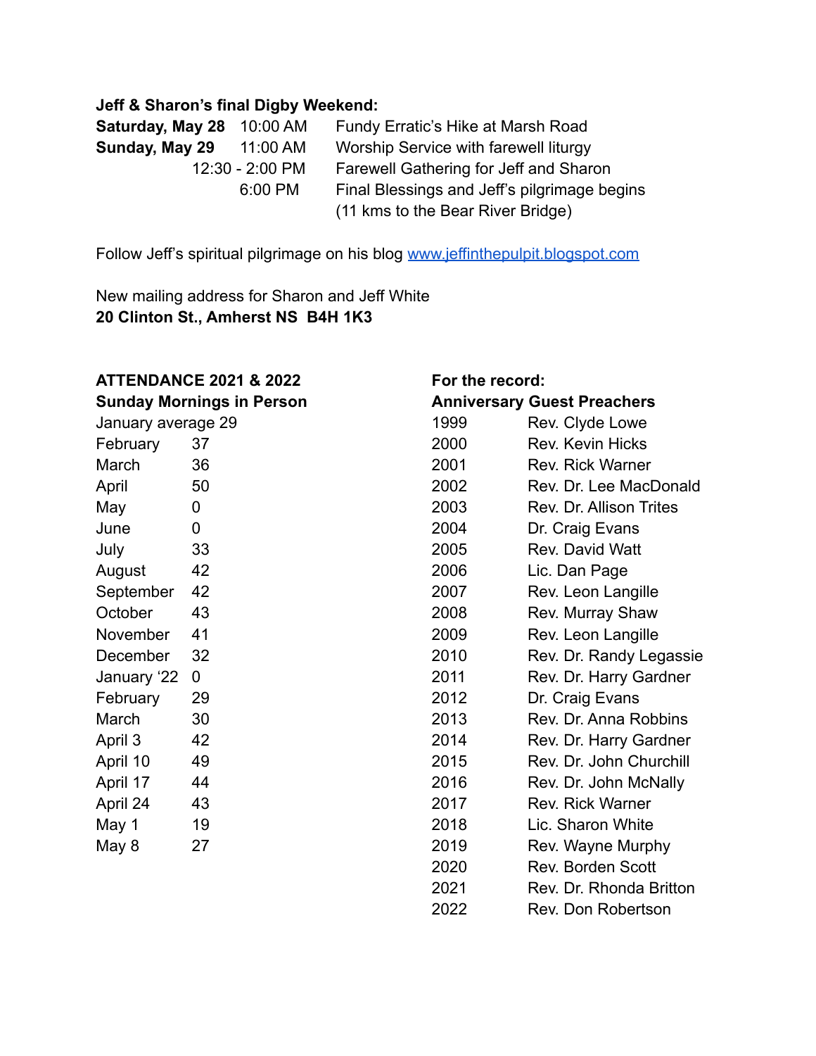**Jeff & Sharon's final Digby Weekend:**

| | | |
|---|---|---|
| **Saturday, May 28** | 10:00 AM | Fundy Erratic's Hike at Marsh Road |
| **Sunday, May 29** | 11:00 AM | Worship Service with farewell liturgy |
| | 12:30 - 2:00 PM | Farewell Gathering for Jeff and Sharon |
| | 6:00 PM | Final Blessings and Jeff's pilgrimage begins (11 kms to the Bear River Bridge) |

Follow Jeff's spiritual pilgrimage on his blog www.jeffinthepulpit.blogspot.com

New mailing address for Sharon and Jeff White
**20 Clinton St., Amherst NS  B4H 1K3**

**ATTENDANCE 2021 & 2022**
**Sunday Mornings in Person**

| | |
|---|---|
| January average | 29 |
| February | 37 |
| March | 36 |
| April | 50 |
| May | 0 |
| June | 0 |
| July | 33 |
| August | 42 |
| September | 42 |
| October | 43 |
| November | 41 |
| December | 32 |
| January '22 | 0 |
| February | 29 |
| March | 30 |
| April 3 | 42 |
| April 10 | 49 |
| April 17 | 44 |
| April 24 | 43 |
| May 1 | 19 |
| May 8 | 27 |

**For the record:**
**Anniversary Guest Preachers**

| | |
|---|---|
| 1999 | Rev. Clyde Lowe |
| 2000 | Rev. Kevin Hicks |
| 2001 | Rev. Rick Warner |
| 2002 | Rev. Dr. Lee MacDonald |
| 2003 | Rev. Dr. Allison Trites |
| 2004 | Dr. Craig Evans |
| 2005 | Rev. David Watt |
| 2006 | Lic. Dan Page |
| 2007 | Rev. Leon Langille |
| 2008 | Rev. Murray Shaw |
| 2009 | Rev. Leon Langille |
| 2010 | Rev. Dr. Randy Legassie |
| 2011 | Rev. Dr. Harry Gardner |
| 2012 | Dr. Craig Evans |
| 2013 | Rev. Dr. Anna Robbins |
| 2014 | Rev. Dr. Harry Gardner |
| 2015 | Rev. Dr. John Churchill |
| 2016 | Rev. Dr. John McNally |
| 2017 | Rev. Rick Warner |
| 2018 | Lic. Sharon White |
| 2019 | Rev. Wayne Murphy |
| 2020 | Rev. Borden Scott |
| 2021 | Rev. Dr. Rhonda Britton |
| 2022 | Rev. Don Robertson |